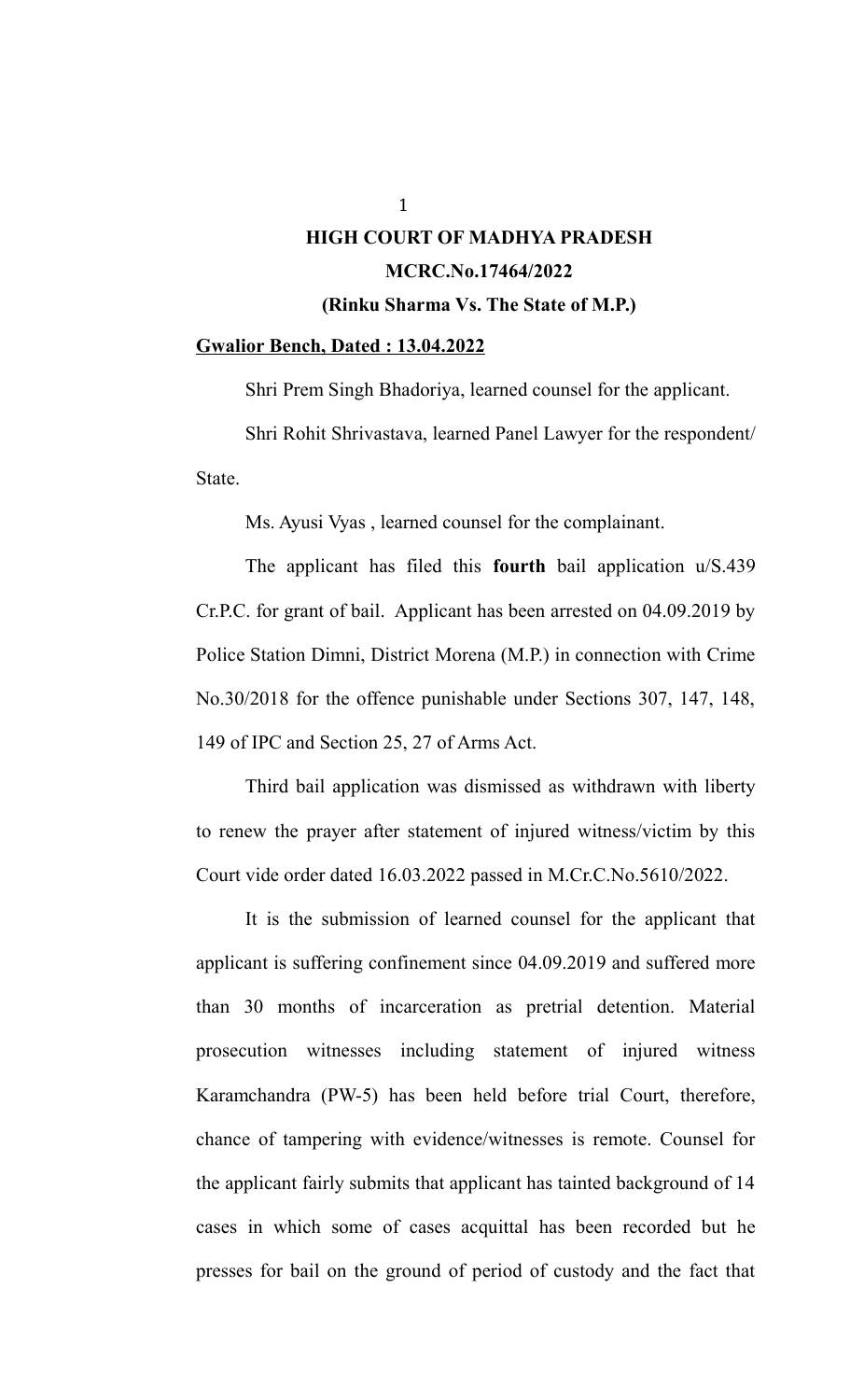# HIGH COURT OF MADHYA PRADESH

## MCRC.No.17464/2022

### (Rinku Sharma Vs. The State of M.P.)

**Gwalior Bench, Dated : 13.04.2022**

Shri Prem Singh Bhadoriya, learned counsel for the applicant.

Shri Rohit Shrivastava, learned Panel Lawyer for the respondent/ State.

Ms. Ayusi Vyas , learned counsel for the complainant.

The applicant has filed this **fourth** bail application u/S.439 Cr.P.C. for grant of bail. Applicant has been arrested on 04.09.2019 by Police Station Dimni, District Morena (M.P.) in connection with Crime No.30/2018 for the offence punishable under Sections 307, 147, 148, 149 of IPC and Section 25, 27 of Arms Act.

Third bail application was dismissed as withdrawn with liberty to renew the prayer after statement of injured witness/victim by this Court vide order dated 16.03.2022 passed in M.Cr.C.No.5610/2022.

It is the submission of learned counsel for the applicant that applicant is suffering confinement since 04.09.2019 and suffered more than 30 months of incarceration as pretrial detention. Material prosecution witnesses including statement of injured witness Karamchandra (PW-5) has been held before trial Court, therefore, chance of tampering with evidence/witnesses is remote. Counsel for the applicant fairly submits that applicant has tainted background of 14 cases in which some of cases acquittal has been recorded but he presses for bail on the ground of period of custody and the fact that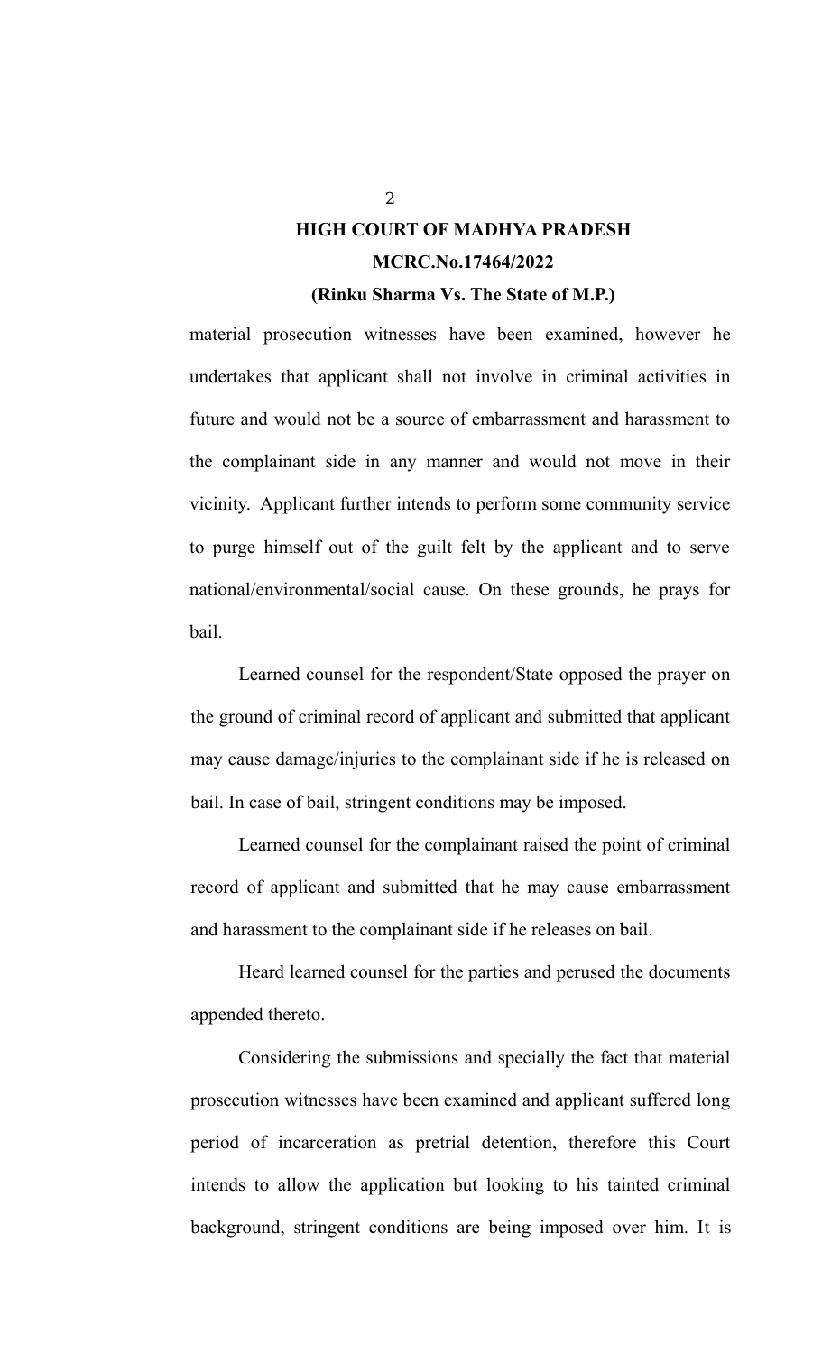material prosecution witnesses have been examined, however he undertakes that applicant shall not involve in criminal activities in future and would not be a source of embarrassment and harassment to the complainant side in any manner and would not move in their vicinity. Applicant further intends to perform some community service to purge himself out of the guilt felt by the applicant and to serve national/environmental/social cause. On these grounds, he prays for bail.

Learned counsel for the respondent/State opposed the prayer on the ground of criminal record of applicant and submitted that applicant may cause damage/injuries to the complainant side if he is released on bail. In case of bail, stringent conditions may be imposed.

Learned counsel for the complainant raised the point of criminal record of applicant and submitted that he may cause embarrassment and harassment to the complainant side if he releases on bail.

Heard learned counsel for the parties and perused the documents appended thereto.

Considering the submissions and specially the fact that material prosecution witnesses have been examined and applicant suffered long period of incarceration as pretrial detention, therefore this Court intends to allow the application but looking to his tainted criminal background, stringent conditions are being imposed over him. It is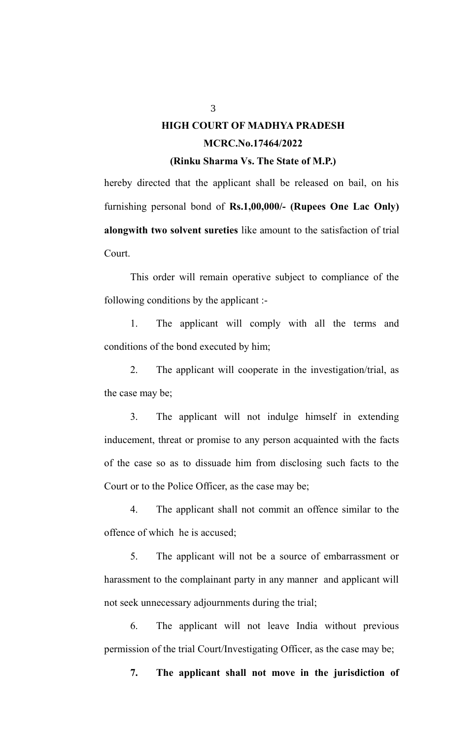hereby directed that the applicant shall be released on bail, on his furnishing personal bond of **Rs.1,00,000/- (Rupees One Lac Only) alongwith two solvent sureties** like amount to the satisfaction of trial Court.

This order will remain operative subject to compliance of the following conditions by the applicant :-

1. The applicant will comply with all the terms and conditions of the bond executed by him;

2. The applicant will cooperate in the investigation/trial, as the case may be;

3. The applicant will not indulge himself in extending inducement, threat or promise to any person acquainted with the facts of the case so as to dissuade him from disclosing such facts to the Court or to the Police Officer, as the case may be;

4. The applicant shall not commit an offence similar to the offence of which he is accused;

5. The applicant will not be a source of embarrassment or harassment to the complainant party in any manner and applicant will not seek unnecessary adjournments during the trial;

6. The applicant will not leave India without previous permission of the trial Court/Investigating Officer, as the case may be;

**7. The applicant shall not move in the jurisdiction of**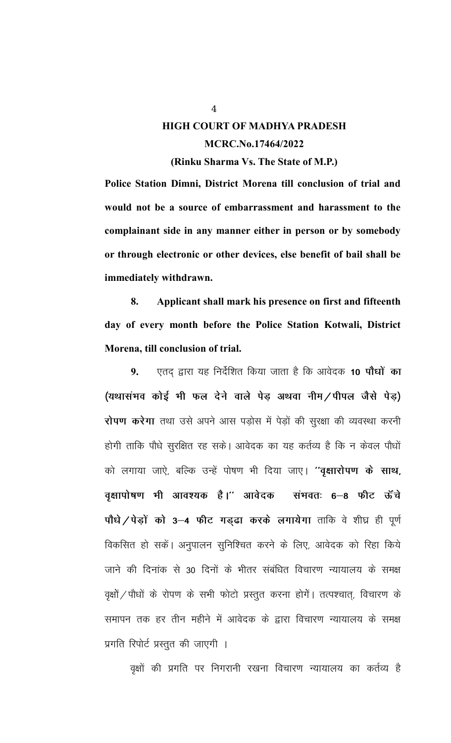**Police Station Dimni, District Morena till conclusion of trial and would not be a source of embarrassment and harassment to the complainant side in any manner either in person or by somebody or through electronic or other devices, else benefit of bail shall be immediately withdrawn.**

**8. Applicant shall mark his presence on first and fifteenth day of every month before the Police Station Kotwali, District Morena, till conclusion of trial.**

**9.** एतद् द्वारा यह निर्देशित किया जाता है कि आवेदक **10 पौधों का (यथासंभव कोई भी फल देने वाले पेड़ अथवा नीम/पीपल जैसे पेड़) रोपण करेगा** तथा उसे अपने आस पड़ोस में पेड़ों की सुरक्षा की व्यवस्था करनी होगी ताकि पौधे सुरक्षित रह सके। आवेदक का यह कर्तव्य है कि न केवल पौधों को लगाया जाऐ, बल्कि उन्हें पोषण भी दिया जाए। **''वृक्षारोपण के साथ, वृक्षापोषण भी आवश्यक है।''** आवेदक **संभवतः 6–8 फीट ऊॅचे पौधे/पेड़ों को 3–4 फीट गड्ढा करके लगायेगा** ताकि वे शीघ्र ही पूर्ण विकसित हो सकें। अनुपालन सुनिश्चित करने के लिए, आवेदक को रिहा किये जाने की दिनांक से 30 दिनों के भीतर संबंधित विचारण न्यायालय के समक्ष वृक्षों/पौधों के रोपण के सभी फोटो प्रस्तुत करना होगें। तत्पश्चात्, विचारण के समापन तक हर तीन महीने में आवेदक के द्वारा विचारण न्यायालय के समक्ष प्रगति रिपोर्ट प्रस्तुत की जाएगी ।

वृक्षों की प्रगति पर निगरानी रखना विचारण न्यायालय का कर्तव्य है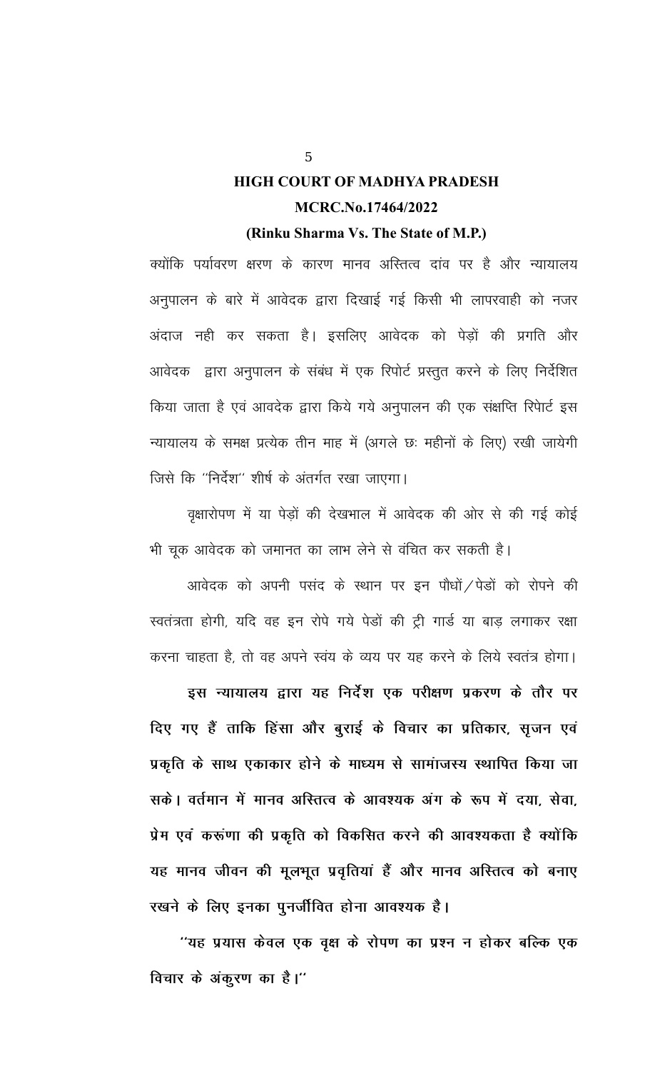# HIGH COURT OF MADHYA PRADESH

## MCRC.No.17464/2022

### (Rinku Sharma Vs. The State of M.P.)

क्योंकि पर्यावरण क्षरण के कारण मानव अस्तित्व दांव पर है और न्यायालय अनुपालन के बारे में आवेदक द्वारा दिखाई गई किसी भी लापरवाही को नजर अंदाज नही कर सकता है। इसलिए आवेदक को पेड़ों की प्रगति और आवेदक द्वारा अनुपालन के संबंध में एक रिपोर्ट प्रस्तुत करने के लिए निर्देशित किया जाता है एवं आवदेक द्वारा किये गये अनुपालन की एक संक्षप्ति रिपोर्ट इस न्यायालय के समक्ष प्रत्येक तीन माह में (अगले छः महीनों के लिए) रखी जायेगी जिसे कि ''निर्देश'' शीर्ष के अंतर्गत रखा जाएगा।

वृक्षारोपण में या पेड़ों की देखभाल में आवेदक की ओर से की गई कोई भी चूक आवेदक को जमानत का लाभ लेने से वंचित कर सकती है।

आवेदक को अपनी पसंद के स्थान पर इन पौधों/पेडों को रोपने की स्वतंत्रता होगी, यदि वह इन रोपे गये पेडों की ट्री गार्ड या बाड़ लगाकर रक्षा करना चाहता है, तो वह अपने स्वंय के व्यय पर यह करने के लिये स्वतंत्र होगा।

**इस न्यायालय द्वारा यह निर्देश एक परीक्षण प्रकरण के तौर पर दिए गए हैं ताकि हिंसा और बुराई के विचार का प्रतिकार, सृजन एवं प्रकृति के साथ एकाकार होने के माध्यम से सामांजस्य स्थापित किया जा सके। वर्तमान में मानव अस्तित्व के आवश्यक अंग के रूप में दया, सेवा, प्रेम एवं करूंणा की प्रकृति को विकसित करने की आवश्यकता है क्योंकि यह मानव जीवन की मूलभूत प्रवृतियां हैं और मानव अस्तित्व को बनाए रखने के लिए इनका पुनर्जीवित होना आवश्यक है।**

**''यह प्रयास केवल एक वृक्ष के रोपण का प्रश्न न होकर बल्कि एक विचार के अंकुरण का है।''**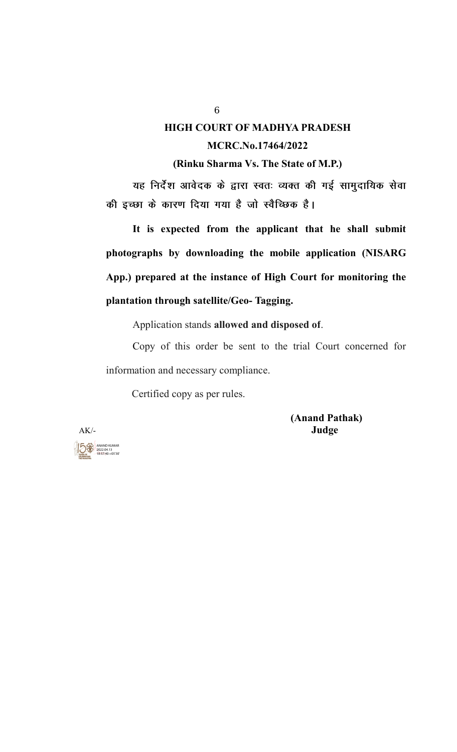**HIGH COURT OF MADHYA PRADESH**

**MCRC.No.17464/2022**

**(Rinku Sharma Vs. The State of M.P.)**

**यह निर्देश आवेदक के द्वारा स्वतः व्यक्त की गई सामुदायिक सेवा की इच्छा के कारण दिया गया है जो स्वैच्छिक है।**

**It is expected from the applicant that he shall submit photographs by downloading the mobile application (NISARG App.) prepared at the instance of High Court for monitoring the plantation through satellite/Geo- Tagging.**

Application stands **allowed and disposed of**.

Copy of this order be sent to the trial Court concerned for information and necessary compliance.

Certified copy as per rules.

**(Anand Pathak)**
**Judge**

AK/-

ANAND KUMAR
2022.04.13
18:57:40 +05'30'